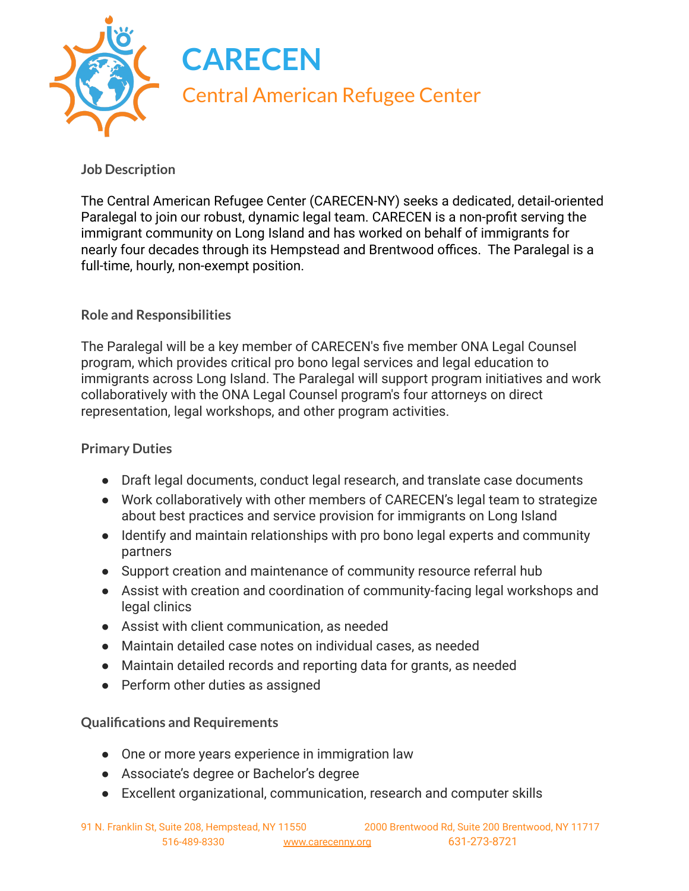# CARECEN

## Central American Refugee Center

### Job Description

The Central American Refugee Center (CARECEN-NY) seeks a dedicated, detail-oriented Paralegal to join our robust, dynamic legal team. CARECEN is a non-profit serving the immigrant community on Long Island and has worked on behalf of immigrants for nearly four decades through its Hempstead and Brentwood offices. The Paralegal is a full-time, hourly, non-exempt position.

### Role and Responsibilities

The Paralegal will be a key member of CARECEN's five member ONA Legal Counsel program, which provides critical pro bono legal services and legal education to immigrants across Long Island. The Paralegal will support program initiatives and work collaboratively with the ONA Legal Counsel program's four attorneys on direct representation, legal workshops, and other program activities.

### Primary Duties

- Draft legal documents, conduct legal research, and translate case documents
- Work collaboratively with other members of CARECEN's legal team to strategize about best practices and service provision for immigrants on Long Island
- Identify and maintain relationships with pro bono legal experts and community partners
- Support creation and maintenance of community resource referral hub
- Assist with creation and coordination of community-facing legal workshops and legal clinics
- Assist with client communication, as needed
- Maintain detailed case notes on individual cases, as needed
- Maintain detailed records and reporting data for grants, as needed
- Perform other duties as assigned

### Qualifications and Requirements

- One or more years experience in immigration law
- Associate's degree or Bachelor's degree
- Excellent organizational, communication, research and computer skills

91 N. Franklin St, Suite 208, Hempstead, NY 11550 | 2000 Brentwood Rd, Suite 200 Brentwood, NY 11717
516-489-8330 | www.carecenny.org | 631-273-8721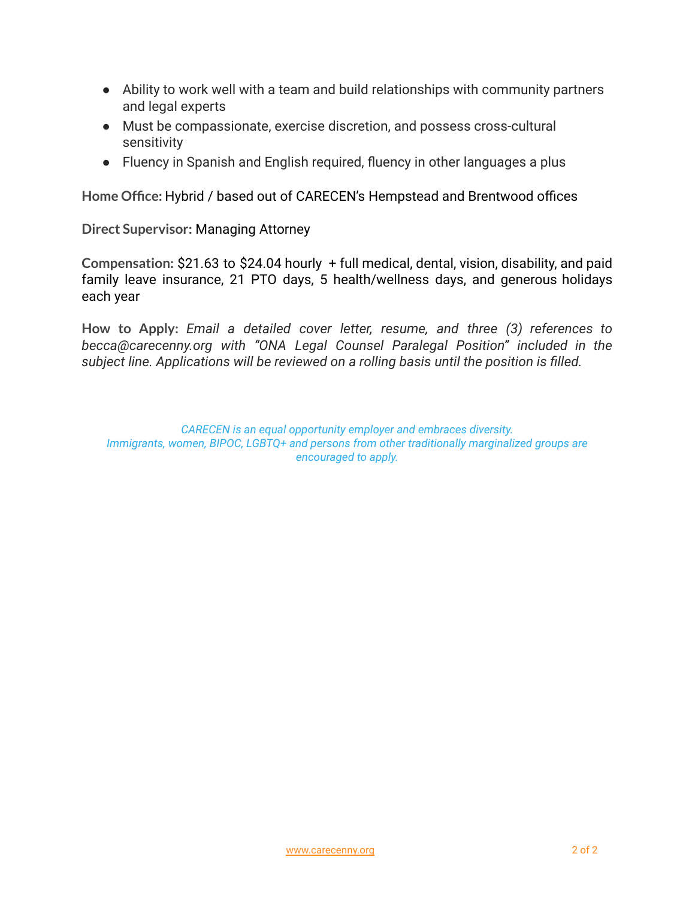- Ability to work well with a team and build relationships with community partners and legal experts
- Must be compassionate, exercise discretion, and possess cross-cultural sensitivity
- Fluency in Spanish and English required, fluency in other languages a plus

**Home Office:** Hybrid / based out of CARECEN's Hempstead and Brentwood offices

**Direct Supervisor:** Managing Attorney

**Compensation:** $21.63 to $24.04 hourly + full medical, dental, vision, disability, and paid family leave insurance, 21 PTO days, 5 health/wellness days, and generous holidays each year

**How to Apply:** *Email a detailed cover letter, resume, and three (3) references to becca@carecenny.org with "ONA Legal Counsel Paralegal Position" included in the subject line. Applications will be reviewed on a rolling basis until the position is filled.*

*CARECEN is an equal opportunity employer and embraces diversity.*
*Immigrants, women, BIPOC, LGBTQ+ and persons from other traditionally marginalized groups are encouraged to apply.*